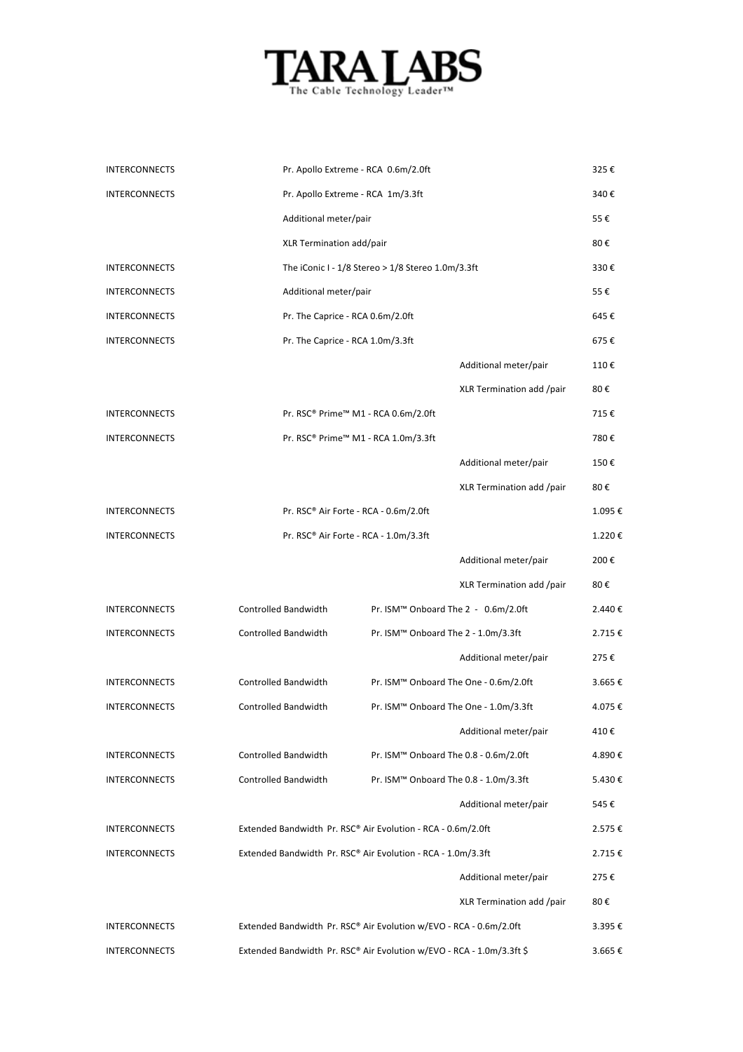# TARA LABS

The Cable Technology Leader™

| | | | |
|---|---|---|---|
| INTERCONNECTS | | Pr. Apollo Extreme - RCA 0.6m/2.0ft | 325 € |
| INTERCONNECTS | | Pr. Apollo Extreme - RCA 1m/3.3ft | 340 € |
| | | Additional meter/pair | 55 € |
| | | XLR Termination add/pair | 80 € |
| INTERCONNECTS | | The iConic I - 1/8 Stereo > 1/8 Stereo 1.0m/3.3ft | 330 € |
| INTERCONNECTS | | Additional meter/pair | 55 € |
| INTERCONNECTS | | Pr. The Caprice - RCA 0.6m/2.0ft | 645 € |
| INTERCONNECTS | | Pr. The Caprice - RCA 1.0m/3.3ft | 675 € |
| | | Additional meter/pair | 110 € |
| | | XLR Termination add /pair | 80 € |
| INTERCONNECTS | | Pr. RSC® Prime™ M1 - RCA 0.6m/2.0ft | 715 € |
| INTERCONNECTS | | Pr. RSC® Prime™ M1 - RCA 1.0m/3.3ft | 780 € |
| | | Additional meter/pair | 150 € |
| | | XLR Termination add /pair | 80 € |
| INTERCONNECTS | | Pr. RSC® Air Forte - RCA - 0.6m/2.0ft | 1.095 € |
| INTERCONNECTS | | Pr. RSC® Air Forte - RCA - 1.0m/3.3ft | 1.220 € |
| | | Additional meter/pair | 200 € |
| | | XLR Termination add /pair | 80 € |
| INTERCONNECTS | Controlled Bandwidth | Pr. ISM™ Onboard The 2 - 0.6m/2.0ft | 2.440 € |
| INTERCONNECTS | Controlled Bandwidth | Pr. ISM™ Onboard The 2 - 1.0m/3.3ft | 2.715 € |
| | | Additional meter/pair | 275 € |
| INTERCONNECTS | Controlled Bandwidth | Pr. ISM™ Onboard The One - 0.6m/2.0ft | 3.665 € |
| INTERCONNECTS | Controlled Bandwidth | Pr. ISM™ Onboard The One - 1.0m/3.3ft | 4.075 € |
| | | Additional meter/pair | 410 € |
| INTERCONNECTS | Controlled Bandwidth | Pr. ISM™ Onboard The 0.8 - 0.6m/2.0ft | 4.890 € |
| INTERCONNECTS | Controlled Bandwidth | Pr. ISM™ Onboard The 0.8 - 1.0m/3.3ft | 5.430 € |
| | | Additional meter/pair | 545 € |
| INTERCONNECTS | Extended Bandwidth | Pr. RSC® Air Evolution - RCA - 0.6m/2.0ft | 2.575 € |
| INTERCONNECTS | Extended Bandwidth | Pr. RSC® Air Evolution - RCA - 1.0m/3.3ft | 2.715 € |
| | | Additional meter/pair | 275 € |
| | | XLR Termination add /pair | 80 € |
| INTERCONNECTS | Extended Bandwidth | Pr. RSC® Air Evolution w/EVO - RCA - 0.6m/2.0ft | 3.395 € |
| INTERCONNECTS | Extended Bandwidth | Pr. RSC® Air Evolution w/EVO - RCA - 1.0m/3.3ft $ | 3.665 € |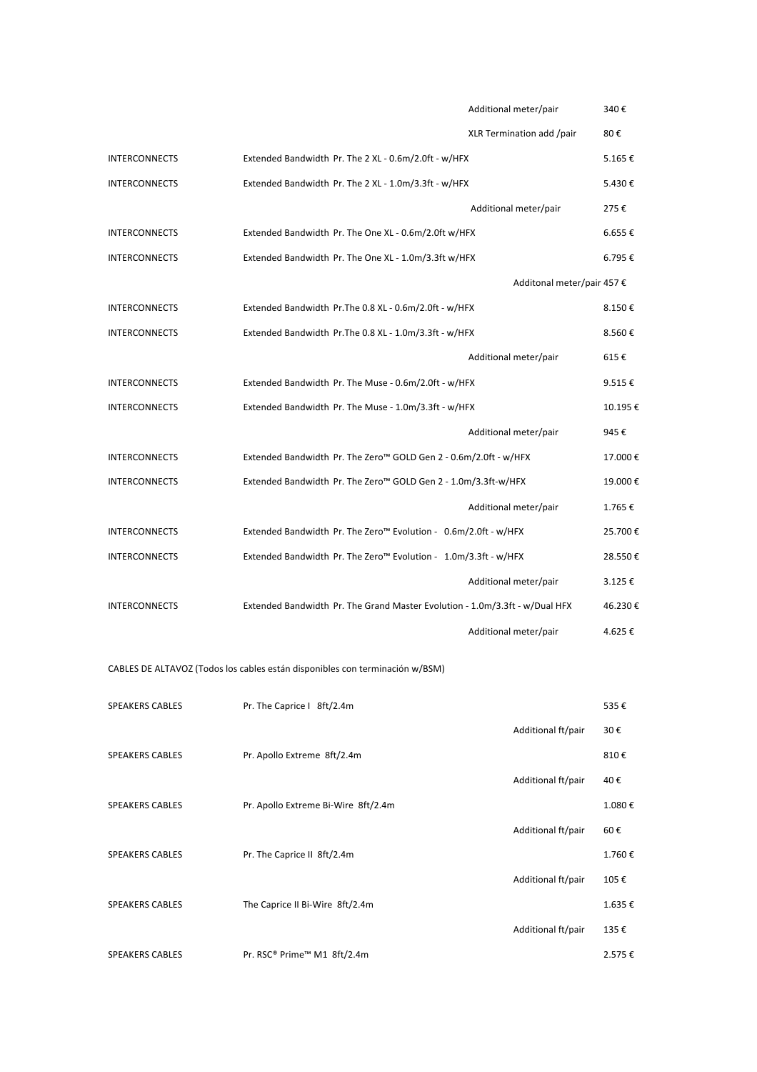| | | |
|---|---|---|
| | Additional meter/pair | 340 € |
| | XLR Termination add /pair | 80 € |
| INTERCONNECTS | Extended Bandwidth Pr. The 2 XL - 0.6m/2.0ft - w/HFX | 5.165 € |
| INTERCONNECTS | Extended Bandwidth Pr. The 2 XL - 1.0m/3.3ft - w/HFX | 5.430 € |
| | Additional meter/pair | 275 € |
| INTERCONNECTS | Extended Bandwidth Pr. The One XL - 0.6m/2.0ft w/HFX | 6.655 € |
| INTERCONNECTS | Extended Bandwidth Pr. The One XL - 1.0m/3.3ft w/HFX | 6.795 € |
| | Additonal meter/pair 457 € | |
| INTERCONNECTS | Extended Bandwidth Pr.The 0.8 XL - 0.6m/2.0ft - w/HFX | 8.150 € |
| INTERCONNECTS | Extended Bandwidth Pr.The 0.8 XL - 1.0m/3.3ft - w/HFX | 8.560 € |
| | Additional meter/pair | 615 € |
| INTERCONNECTS | Extended Bandwidth Pr. The Muse - 0.6m/2.0ft - w/HFX | 9.515 € |
| INTERCONNECTS | Extended Bandwidth Pr. The Muse - 1.0m/3.3ft - w/HFX | 10.195 € |
| | Additional meter/pair | 945 € |
| INTERCONNECTS | Extended Bandwidth Pr. The Zero™ GOLD Gen 2 - 0.6m/2.0ft - w/HFX | 17.000 € |
| INTERCONNECTS | Extended Bandwidth Pr. The Zero™ GOLD Gen 2 - 1.0m/3.3ft-w/HFX | 19.000 € |
| | Additional meter/pair | 1.765 € |
| INTERCONNECTS | Extended Bandwidth Pr. The Zero™ Evolution - 0.6m/2.0ft - w/HFX | 25.700 € |
| INTERCONNECTS | Extended Bandwidth Pr. The Zero™ Evolution - 1.0m/3.3ft - w/HFX | 28.550 € |
| | Additional meter/pair | 3.125 € |
| INTERCONNECTS | Extended Bandwidth Pr. The Grand Master Evolution - 1.0m/3.3ft - w/Dual HFX | 46.230 € |
| | Additional meter/pair | 4.625 € |

CABLES DE ALTAVOZ (Todos los cables están disponibles con terminación w/BSM)

| | | | |
|---|---|---|---|
| SPEAKERS CABLES | Pr. The Caprice I 8ft/2.4m | | 535 € |
| | | Additional ft/pair | 30 € |
| SPEAKERS CABLES | Pr. Apollo Extreme 8ft/2.4m | | 810 € |
| | | Additional ft/pair | 40 € |
| SPEAKERS CABLES | Pr. Apollo Extreme Bi-Wire 8ft/2.4m | | 1.080 € |
| | | Additional ft/pair | 60 € |
| SPEAKERS CABLES | Pr. The Caprice II 8ft/2.4m | | 1.760 € |
| | | Additional ft/pair | 105 € |
| SPEAKERS CABLES | The Caprice II Bi-Wire 8ft/2.4m | | 1.635 € |
| | | Additional ft/pair | 135 € |
| SPEAKERS CABLES | Pr. RSC® Prime™ M1 8ft/2.4m | | 2.575 € |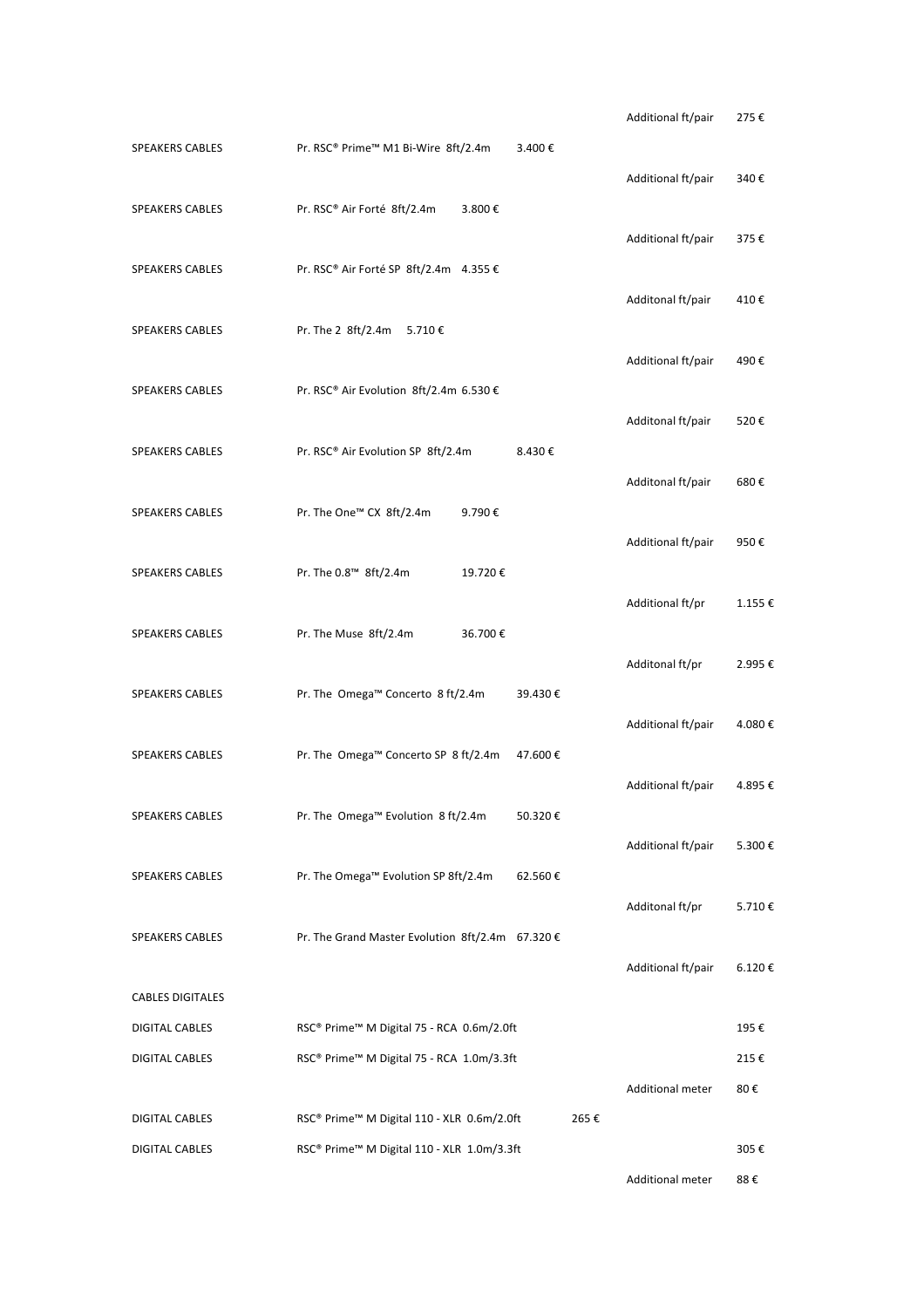| | | | | |
|---|---|---|---|---|
| | | | Additional ft/pair | 275 € |
| SPEAKERS CABLES | Pr. RSC® Prime™ M1 Bi-Wire 8ft/2.4m | 3.400 € | | |
| | | | Additional ft/pair | 340 € |
| SPEAKERS CABLES | Pr. RSC® Air Forté 8ft/2.4m | 3.800 € | | |
| | | | Additional ft/pair | 375 € |
| SPEAKERS CABLES | Pr. RSC® Air Forté SP 8ft/2.4m | 4.355 € | | |
| | | | Additonal ft/pair | 410 € |
| SPEAKERS CABLES | Pr. The 2 8ft/2.4m | 5.710 € | | |
| | | | Additional ft/pair | 490 € |
| SPEAKERS CABLES | Pr. RSC® Air Evolution 8ft/2.4m | 6.530 € | | |
| | | | Additonal ft/pair | 520 € |
| SPEAKERS CABLES | Pr. RSC® Air Evolution SP 8ft/2.4m | 8.430 € | | |
| | | | Additonal ft/pair | 680 € |
| SPEAKERS CABLES | Pr. The One™ CX 8ft/2.4m | 9.790 € | | |
| | | | Additional ft/pair | 950 € |
| SPEAKERS CABLES | Pr. The 0.8™ 8ft/2.4m | 19.720 € | | |
| | | | Additional ft/pr | 1.155 € |
| SPEAKERS CABLES | Pr. The Muse 8ft/2.4m | 36.700 € | | |
| | | | Additonal ft/pr | 2.995 € |
| SPEAKERS CABLES | Pr. The Omega™ Concerto 8 ft/2.4m | 39.430 € | | |
| | | | Additional ft/pair | 4.080 € |
| SPEAKERS CABLES | Pr. The Omega™ Concerto SP 8 ft/2.4m | 47.600 € | | |
| | | | Additional ft/pair | 4.895 € |
| SPEAKERS CABLES | Pr. The Omega™ Evolution 8 ft/2.4m | 50.320 € | | |
| | | | Additional ft/pair | 5.300 € |
| SPEAKERS CABLES | Pr. The Omega™ Evolution SP 8ft/2.4m | 62.560 € | | |
| | | | Additonal ft/pr | 5.710 € |
| SPEAKERS CABLES | Pr. The Grand Master Evolution 8ft/2.4m | 67.320 € | | |
| | | | Additional ft/pair | 6.120 € |
| CABLES DIGITALES | | | | |
| DIGITAL CABLES | RSC® Prime™ M Digital 75 - RCA 0.6m/2.0ft | | | 195 € |
| DIGITAL CABLES | RSC® Prime™ M Digital 75 - RCA 1.0m/3.3ft | | | 215 € |
| | | | Additional meter | 80 € |
| DIGITAL CABLES | RSC® Prime™ M Digital 110 - XLR 0.6m/2.0ft | 265 € | | |
| DIGITAL CABLES | RSC® Prime™ M Digital 110 - XLR 1.0m/3.3ft | | | 305 € |
| | | | Additional meter | 88 € |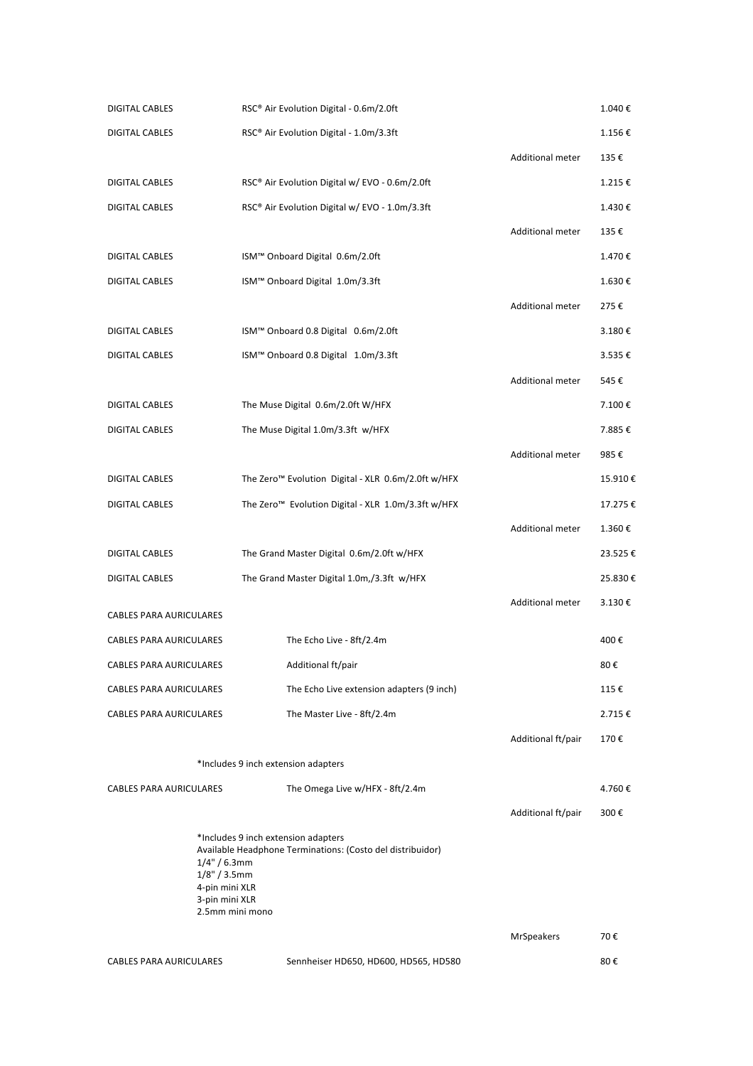| | | | |
|---|---|---|---|
| DIGITAL CABLES | RSC® Air Evolution Digital - 0.6m/2.0ft | | 1.040 € |
| DIGITAL CABLES | RSC® Air Evolution Digital - 1.0m/3.3ft | | 1.156 € |
| | | Additional meter | 135 € |
| DIGITAL CABLES | RSC® Air Evolution Digital w/ EVO - 0.6m/2.0ft | | 1.215 € |
| DIGITAL CABLES | RSC® Air Evolution Digital w/ EVO - 1.0m/3.3ft | | 1.430 € |
| | | Additional meter | 135 € |
| DIGITAL CABLES | ISM™ Onboard Digital 0.6m/2.0ft | | 1.470 € |
| DIGITAL CABLES | ISM™ Onboard Digital 1.0m/3.3ft | | 1.630 € |
| | | Additional meter | 275 € |
| DIGITAL CABLES | ISM™ Onboard 0.8 Digital 0.6m/2.0ft | | 3.180 € |
| DIGITAL CABLES | ISM™ Onboard 0.8 Digital 1.0m/3.3ft | | 3.535 € |
| | | Additional meter | 545 € |
| DIGITAL CABLES | The Muse Digital 0.6m/2.0ft W/HFX | | 7.100 € |
| DIGITAL CABLES | The Muse Digital 1.0m/3.3ft w/HFX | | 7.885 € |
| | | Additional meter | 985 € |
| DIGITAL CABLES | The Zero™ Evolution Digital - XLR 0.6m/2.0ft w/HFX | | 15.910 € |
| DIGITAL CABLES | The Zero™ Evolution Digital - XLR 1.0m/3.3ft w/HFX | | 17.275 € |
| | | Additional meter | 1.360 € |
| DIGITAL CABLES | The Grand Master Digital 0.6m/2.0ft w/HFX | | 23.525 € |
| DIGITAL CABLES | The Grand Master Digital 1.0m,/3.3ft w/HFX | | 25.830 € |
| | | Additional meter | 3.130 € |
| CABLES PARA AURICULARES | | | |
| CABLES PARA AURICULARES | The Echo Live - 8ft/2.4m | | 400 € |
| CABLES PARA AURICULARES | Additional ft/pair | | 80 € |
| CABLES PARA AURICULARES | The Echo Live extension adapters (9 inch) | | 115 € |
| CABLES PARA AURICULARES | The Master Live - 8ft/2.4m | | 2.715 € |
| | | Additional ft/pair | 170 € |
| | *Includes 9 inch extension adapters | | |
| CABLES PARA AURICULARES | The Omega Live w/HFX - 8ft/2.4m | | 4.760 € |
| | | Additional ft/pair | 300 € |

*Includes 9 inch extension adapters
Available Headphone Terminations: (Costo del distribuidor)
1/4" / 6.3mm
1/8" / 3.5mm
4-pin mini XLR
3-pin mini XLR
2.5mm mini mono

| | | | |
|---|---|---|---|
| | | MrSpeakers | 70 € |
| CABLES PARA AURICULARES | Sennheiser HD650, HD600, HD565, HD580 | | 80 € |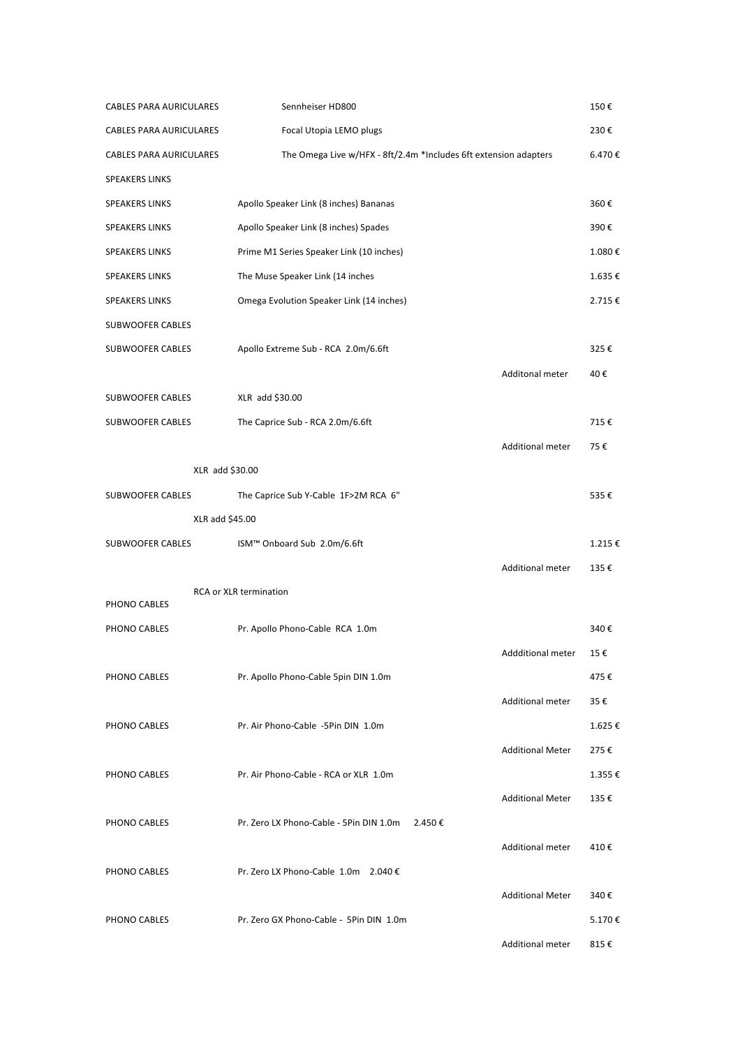| | | | |
|---|---|---|---|
| CABLES PARA AURICULARES | Sennheiser HD800 | | 150 € |
| CABLES PARA AURICULARES | Focal Utopia LEMO plugs | | 230 € |
| CABLES PARA AURICULARES | The Omega Live w/HFX - 8ft/2.4m *Includes 6ft extension adapters | | 6.470 € |
| SPEAKERS LINKS | | | |
| SPEAKERS LINKS | Apollo Speaker Link (8 inches) Bananas | | 360 € |
| SPEAKERS LINKS | Apollo Speaker Link (8 inches) Spades | | 390 € |
| SPEAKERS LINKS | Prime M1 Series Speaker Link (10 inches) | | 1.080 € |
| SPEAKERS LINKS | The Muse Speaker Link (14 inches | | 1.635 € |
| SPEAKERS LINKS | Omega Evolution Speaker Link (14 inches) | | 2.715 € |
| SUBWOOFER CABLES | | | |
| SUBWOOFER CABLES | Apollo Extreme Sub - RCA 2.0m/6.6ft | | 325 € |
| | | Additonal meter | 40 € |
| SUBWOOFER CABLES | XLR add $30.00 | | |
| SUBWOOFER CABLES | The Caprice Sub - RCA 2.0m/6.6ft | | 715 € |
| | | Additional meter | 75 € |
| XLR add $30.00 | | | |
| SUBWOOFER CABLES | The Caprice Sub Y-Cable 1F>2M RCA 6" | | 535 € |
| XLR add $45.00 | | | |
| SUBWOOFER CABLES | ISM™ Onboard Sub 2.0m/6.6ft | | 1.215 € |
| | | Additional meter | 135 € |
| RCA or XLR termination | | | |
| PHONO CABLES | | | |
| PHONO CABLES | Pr. Apollo Phono-Cable RCA 1.0m | | 340 € |
| | | Addditional meter | 15 € |
| PHONO CABLES | Pr. Apollo Phono-Cable 5pin DIN 1.0m | | 475 € |
| | | Additional meter | 35 € |
| PHONO CABLES | Pr. Air Phono-Cable -5Pin DIN 1.0m | | 1.625 € |
| | | Additional Meter | 275 € |
| PHONO CABLES | Pr. Air Phono-Cable - RCA or XLR 1.0m | | 1.355 € |
| | | Additional Meter | 135 € |
| PHONO CABLES | Pr. Zero LX Phono-Cable - 5Pin DIN 1.0m 2.450 € | | |
| | | Additional meter | 410 € |
| PHONO CABLES | Pr. Zero LX Phono-Cable 1.0m 2.040 € | | |
| | | Additional Meter | 340 € |
| PHONO CABLES | Pr. Zero GX Phono-Cable - 5Pin DIN 1.0m | | 5.170 € |
| | | Additional meter | 815 € |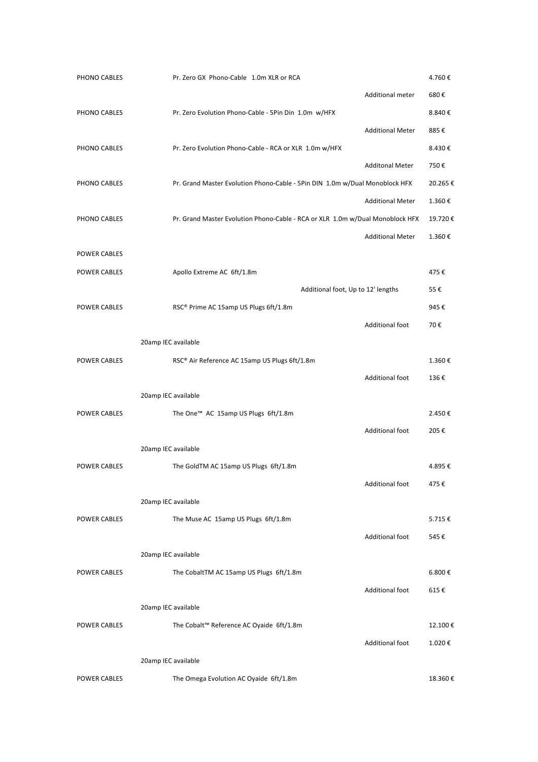| | | | |
|---|---|---|---|
| PHONO CABLES | Pr. Zero GX Phono-Cable 1.0m XLR or RCA | | 4.760 € |
| | | Additional meter | 680 € |
| PHONO CABLES | Pr. Zero Evolution Phono-Cable - 5Pin Din 1.0m w/HFX | | 8.840 € |
| | | Additional Meter | 885 € |
| PHONO CABLES | Pr. Zero Evolution Phono-Cable - RCA or XLR 1.0m w/HFX | | 8.430 € |
| | | Additonal Meter | 750 € |
| PHONO CABLES | Pr. Grand Master Evolution Phono-Cable - 5Pin DIN 1.0m w/Dual Monoblock HFX | | 20.265 € |
| | | Additional Meter | 1.360 € |
| PHONO CABLES | Pr. Grand Master Evolution Phono-Cable - RCA or XLR 1.0m w/Dual Monoblock HFX | | 19.720 € |
| | | Additional Meter | 1.360 € |
| POWER CABLES | | | |
| POWER CABLES | Apollo Extreme AC 6ft/1.8m | | 475 € |
| | | Additional foot, Up to 12' lengths | 55 € |
| POWER CABLES | RSC® Prime AC 15amp US Plugs 6ft/1.8m | | 945 € |
| | | Additional foot | 70 € |
| | 20amp IEC available | | |
| POWER CABLES | RSC® Air Reference AC 15amp US Plugs 6ft/1.8m | | 1.360 € |
| | | Additional foot | 136 € |
| | 20amp IEC available | | |
| POWER CABLES | The One™ AC 15amp US Plugs 6ft/1.8m | | 2.450 € |
| | | Additional foot | 205 € |
| | 20amp IEC available | | |
| POWER CABLES | The GoldTM AC 15amp US Plugs 6ft/1.8m | | 4.895 € |
| | | Additional foot | 475 € |
| | 20amp IEC available | | |
| POWER CABLES | The Muse AC 15amp US Plugs 6ft/1.8m | | 5.715 € |
| | | Additional foot | 545 € |
| | 20amp IEC available | | |
| POWER CABLES | The CobaltTM AC 15amp US Plugs 6ft/1.8m | | 6.800 € |
| | | Additional foot | 615 € |
| | 20amp IEC available | | |
| POWER CABLES | The Cobalt™ Reference AC Oyaide 6ft/1.8m | | 12.100 € |
| | | Additional foot | 1.020 € |
| | 20amp IEC available | | |
| POWER CABLES | The Omega Evolution AC Oyaide 6ft/1.8m | | 18.360 € |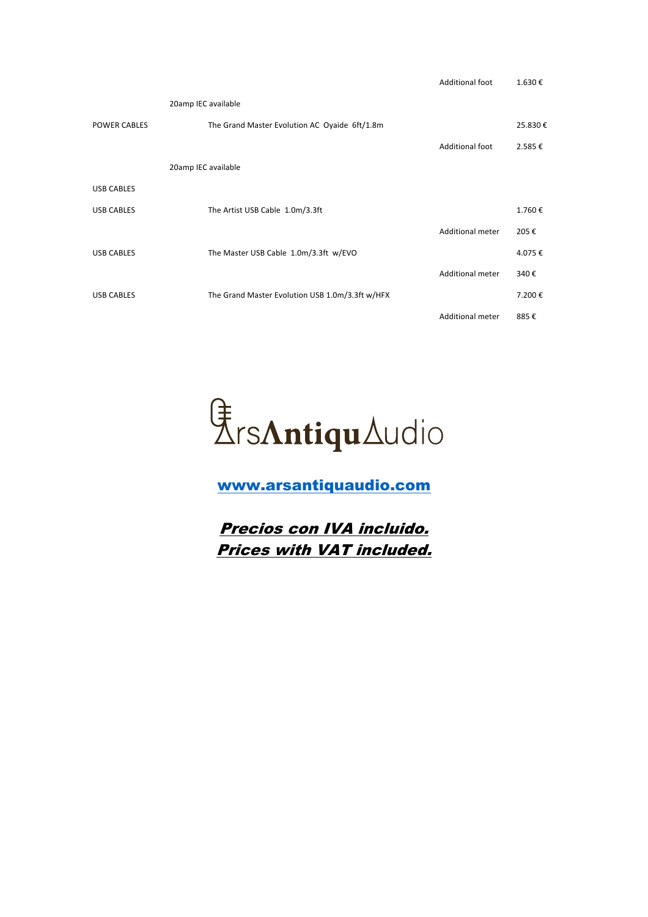| | | | |
|---|---|---|---|
| | | Additional foot | 1.630 € |
| | 20amp IEC available | | |
| POWER CABLES | The Grand Master Evolution AC Oyaide 6ft/1.8m | | 25.830 € |
| | | Additional foot | 2.585 € |
| | 20amp IEC available | | |
| USB CABLES | | | |
| USB CABLES | The Artist USB Cable 1.0m/3.3ft | | 1.760 € |
| | | Additional meter | 205 € |
| USB CABLES | The Master USB Cable 1.0m/3.3ft w/EVO | | 4.075 € |
| | | Additional meter | 340 € |
| USB CABLES | The Grand Master Evolution USB 1.0m/3.3ft w/HFX | | 7.200 € |
| | | Additional meter | 885 € |

ArsAntiquAudio

[www.arsantiquaudio.com](http://www.arsantiquaudio.com)

***Precios con IVA incluido.***
***Prices with VAT included.***